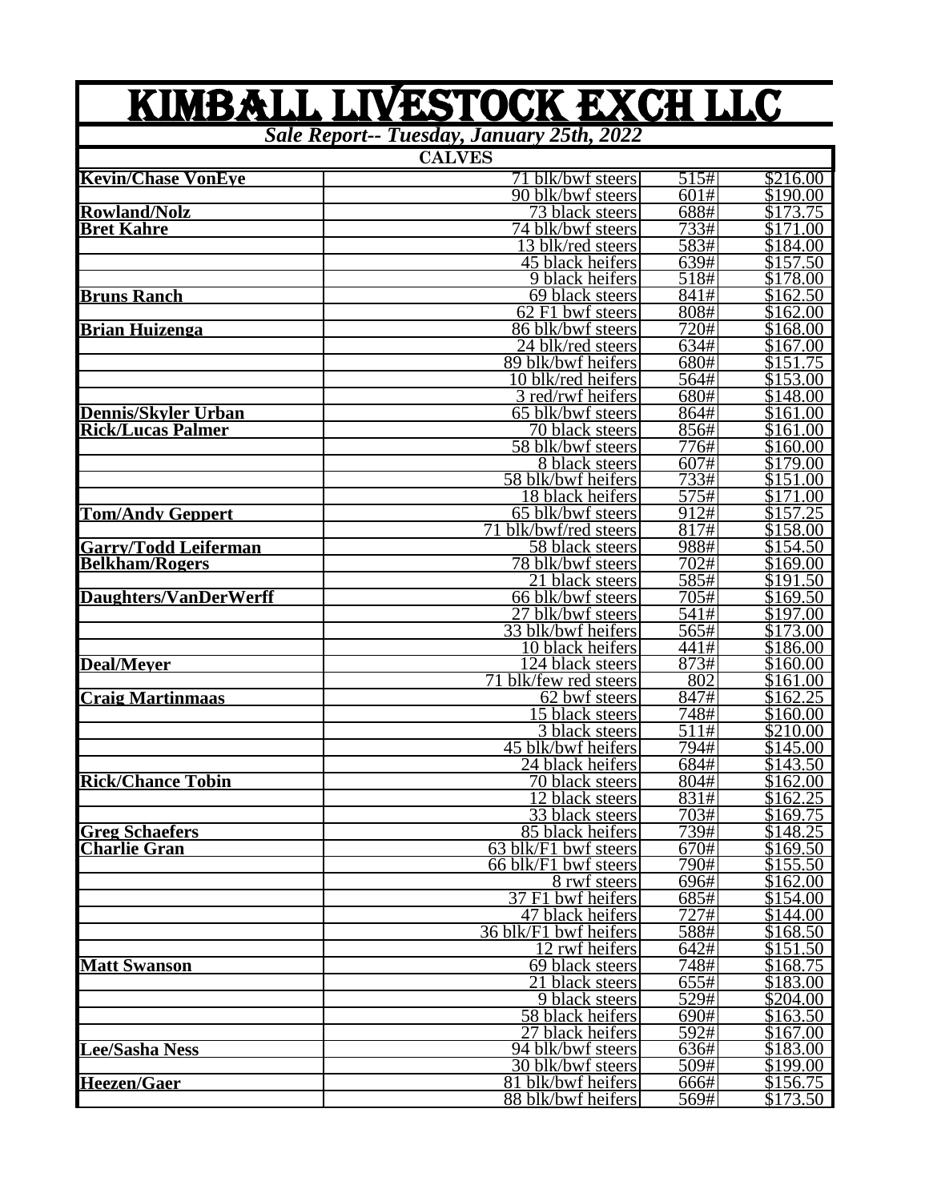# KIMBALL LIVESTOCK EXCH LLC

***Sale Report-- Tuesday, January 25th, 2022***

| CALVES | | | |
|---|---|---|---|
| **Kevin/Chase VonEye** | 71 blk/bwf steers | 515# | $216.00 |
| | 90 blk/bwf steers | 601# | $190.00 |
| **Rowland/Nolz** | 73 black steers | 688# | $173.75 |
| **Bret Kahre** | 74 blk/bwf steers | 733# | $171.00 |
| | 13 blk/red steers | 583# | $184.00 |
| | 45 black heifers | 639# | $157.50 |
| | 9 black heifers | 518# | $178.00 |
| **Bruns Ranch** | 69 black steers | 841# | $162.50 |
| | 62 F1 bwf steers | 808# | $162.00 |
| **Brian Huizenga** | 86 blk/bwf steers | 720# | $168.00 |
| | 24 blk/red steers | 634# | $167.00 |
| | 89 blk/bwf heifers | 680# | $151.75 |
| | 10 blk/red heifers | 564# | $153.00 |
| | 3 red/rwf heifers | 680# | $148.00 |
| **Dennis/Skyler Urban** | 65 blk/bwf steers | 864# | $161.00 |
| **Rick/Lucas Palmer** | 70 black steers | 856# | $161.00 |
| | 58 blk/bwf steers | 776# | $160.00 |
| | 8 black steers | 607# | $179.00 |
| | 58 blk/bwf heifers | 733# | $151.00 |
| | 18 black heifers | 575# | $171.00 |
| **Tom/Andy Geppert** | 65 blk/bwf steers | 912# | $157.25 |
| | 71 blk/bwf/red steers | 817# | $158.00 |
| **Garry/Todd Leiferman** | 58 black steers | 988# | $154.50 |
| **Belkham/Rogers** | 78 blk/bwf steers | 702# | $169.00 |
| | 21 black steers | 585# | $191.50 |
| **Daughters/VanDerWerff** | 66 blk/bwf steers | 705# | $169.50 |
| | 27 blk/bwf steers | 541# | $197.00 |
| | 33 blk/bwf heifers | 565# | $173.00 |
| | 10 black heifers | 441# | $186.00 |
| **Deal/Meyer** | 124 black steers | 873# | $160.00 |
| | 71 blk/few red steers | 802 | $161.00 |
| **Craig Martinmaas** | 62 bwf steers | 847# | $162.25 |
| | 15 black steers | 748# | $160.00 |
| | 3 black steers | 511# | $210.00 |
| | 45 blk/bwf heifers | 794# | $145.00 |
| | 24 black heifers | 684# | $143.50 |
| **Rick/Chance Tobin** | 70 black steers | 804# | $162.00 |
| | 12 black steers | 831# | $162.25 |
| | 33 black steers | 703# | $169.75 |
| **Greg Schaefers** | 85 black heifers | 739# | $148.25 |
| **Charlie Gran** | 63 blk/F1 bwf steers | 670# | $169.50 |
| | 66 blk/F1 bwf steers | 790# | $155.50 |
| | 8 rwf steers | 696# | $162.00 |
| | 37 F1 bwf heifers | 685# | $154.00 |
| | 47 black heifers | 727# | $144.00 |
| | 36 blk/F1 bwf heifers | 588# | $168.50 |
| | 12 rwf heifers | 642# | $151.50 |
| **Matt Swanson** | 69 black steers | 748# | $168.75 |
| | 21 black steers | 655# | $183.00 |
| | 9 black steers | 529# | $204.00 |
| | 58 black heifers | 690# | $163.50 |
| | 27 black heifers | 592# | $167.00 |
| **Lee/Sasha Ness** | 94 blk/bwf steers | 636# | $183.00 |
| | 30 blk/bwf steers | 509# | $199.00 |
| **Heezen/Gaer** | 81 blk/bwf heifers | 666# | $156.75 |
| | 88 blk/bwf heifers | 569# | $173.50 |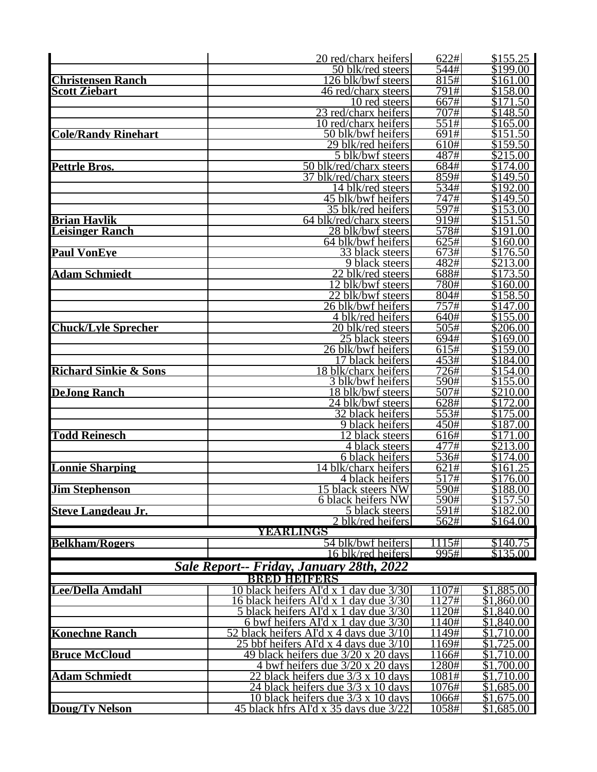| | | | |
|---|---|---|---|
| | 20 red/charx heifers | 622# | $155.25 |
| | 50 blk/red steers | 544# | $199.00 |
| **Christensen Ranch** | 126 blk/bwf steers | 815# | $161.00 |
| **Scott Ziebart** | 46 red/charx steers | 791# | $158.00 |
| | 10 red steers | 667# | $171.50 |
| | 23 red/charx heifers | 707# | $148.50 |
| | 10 red/charx heifers | 551# | $165.00 |
| **Cole/Randy Rinehart** | 50 blk/bwf heifers | 691# | $151.50 |
| | 29 blk/red heifers | 610# | $159.50 |
| | 5 blk/bwf steers | 487# | $215.00 |
| **Pettrle Bros.** | 50 blk/red/charx steers | 684# | $174.00 |
| | 37 blk/red/charx steers | 859# | $149.50 |
| | 14 blk/red steers | 534# | $192.00 |
| | 45 blk/bwf heifers | 747# | $149.50 |
| | 35 blk/red heifers | 597# | $153.00 |
| **Brian Havlik** | 64 blk/red/charx steers | 919# | $151.50 |
| **Leisinger Ranch** | 28 blk/bwf steers | 578# | $191.00 |
| | 64 blk/bwf heifers | 625# | $160.00 |
| **Paul VonEye** | 33 black steers | 673# | $176.50 |
| | 9 black steers | 482# | $213.00 |
| **Adam Schmiedt** | 22 blk/red steers | 688# | $173.50 |
| | 12 blk/bwf steers | 780# | $160.00 |
| | 22 blk/bwf steers | 804# | $158.50 |
| | 26 blk/bwf heifers | 757# | $147.00 |
| | 4 blk/red heifers | 640# | $155.00 |
| **Chuck/Lyle Sprecher** | 20 blk/red steers | 505# | $206.00 |
| | 25 black steers | 694# | $169.00 |
| | 26 blk/bwf heifers | 615# | $159.00 |
| | 17 black heifers | 453# | $184.00 |
| **Richard Sinkie & Sons** | 18 blk/charx heifers | 726# | $154.00 |
| | 3 blk/bwf heifers | 590# | $155.00 |
| **DeJong Ranch** | 18 blk/bwf steers | 507# | $210.00 |
| | 24 blk/bwf steers | 628# | $172.00 |
| | 32 black heifers | 553# | $175.00 |
| | 9 black heifers | 450# | $187.00 |
| **Todd Reinesch** | 12 black steers | 616# | $171.00 |
| | 4 black steers | 477# | $213.00 |
| | 6 black heifers | 536# | $174.00 |
| **Lonnie Sharping** | 14 blk/charx heifers | 621# | $161.25 |
| | 4 black heifers | 517# | $176.00 |
| **Jim Stephenson** | 15 black steers NW | 590# | $188.00 |
| | 6 black heifers NW | 590# | $157.50 |
| **Steve Langdeau Jr.** | 5 black steers | 591# | $182.00 |
| | 2 blk/red heifers | 562# | $164.00 |
| | **YEARLINGS** | | |
| **Belkham/Rogers** | 54 blk/bwf heifers | 1115# | $140.75 |
| | 16 blk/red heifers | 995# | $135.00 |

## *Sale Report-- Friday, January 28th, 2022*

| | | | |
|---|---|---|---|
| | **BRED HEIFERS** | | |
| **Lee/Della Amdahl** | 10 black heifers AI'd x 1 day due 3/30 | 1107# | $1,885.00 |
| | 16 black heifers AI'd x 1 day due 3/30 | 1127# | $1,860.00 |
| | 5 black heifers AI'd x 1 day due 3/30 | 1120# | $1,840.00 |
| | 6 bwf heifers AI'd x 1 day due 3/30 | 1140# | $1,840.00 |
| **Konechne Ranch** | 52 black heifers AI'd x 4 days due 3/10 | 1149# | $1,710.00 |
| | 25 bbf heifers AI'd x 4 days due 3/10 | 1169# | $1,725.00 |
| **Bruce McCloud** | 49 black heifers due 3/20 x 20 days | 1166# | $1,710.00 |
| | 4 bwf heifers due 3/20 x 20 days | 1280# | $1,700.00 |
| **Adam Schmiedt** | 22 black heifers due 3/3 x 10 days | 1081# | $1,710.00 |
| | 24 black heifers due 3/3 x 10 days | 1076# | $1,685.00 |
| | 10 black heifers due 3/3 x 10 days | 1066# | $1,675.00 |
| **Doug/Ty Nelson** | 45 black hfrs AI'd x 35 days due 3/22 | 1058# | $1,685.00 |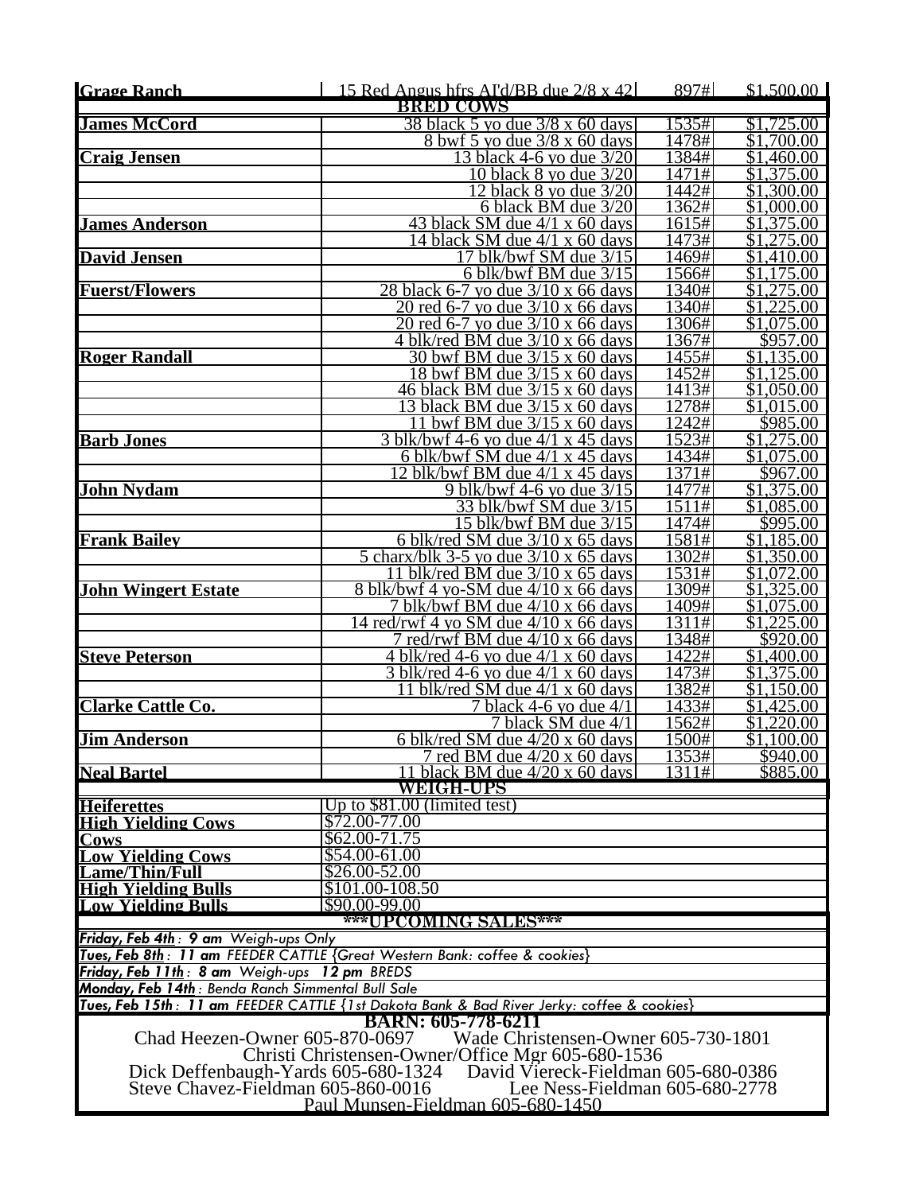| | | | |
|---|---|---|---|
| **Grage Ranch** | 15 Red Angus hfrs AI'd/BB due 2/8 x 42 | 897# | $1,500.00 |

**BRED COWS**

| | | | |
|---|---|---|---|
| **James McCord** | 38 black 5 yo due 3/8 x 60 days | 1535# | $1,725.00 |
| | 8 bwf 5 yo due 3/8 x 60 days | 1478# | $1,700.00 |
| **Craig Jensen** | 13 black 4-6 yo due 3/20 | 1384# | $1,460.00 |
| | 10 black 8 yo due 3/20 | 1471# | $1,375.00 |
| | 12 black 8 yo due 3/20 | 1442# | $1,300.00 |
| | 6 black BM due 3/20 | 1362# | $1,000.00 |
| **James Anderson** | 43 black SM due 4/1 x 60 days | 1615# | $1,375.00 |
| | 14 black SM due 4/1 x 60 days | 1473# | $1,275.00 |
| **David Jensen** | 17 blk/bwf SM due 3/15 | 1469# | $1,410.00 |
| | 6 blk/bwf BM due 3/15 | 1566# | $1,175.00 |
| **Fuerst/Flowers** | 28 black 6-7 yo due 3/10 x 66 days | 1340# | $1,275.00 |
| | 20 red 6-7 yo due 3/10 x 66 days | 1340# | $1,225.00 |
| | 20 red 6-7 yo due 3/10 x 66 days | 1306# | $1,075.00 |
| | 4 blk/red BM due 3/10 x 66 days | 1367# | $957.00 |
| **Roger Randall** | 30 bwf BM due 3/15 x 60 days | 1455# | $1,135.00 |
| | 18 bwf BM due 3/15 x 60 days | 1452# | $1,125.00 |
| | 46 black BM due 3/15 x 60 days | 1413# | $1,050.00 |
| | 13 black BM due 3/15 x 60 days | 1278# | $1,015.00 |
| | 11 bwf BM due 3/15 x 60 days | 1242# | $985.00 |
| **Barb Jones** | 3 blk/bwf 4-6 yo due 4/1 x 45 days | 1523# | $1,275.00 |
| | 6 blk/bwf SM due 4/1 x 45 days | 1434# | $1,075.00 |
| | 12 blk/bwf BM due 4/1 x 45 days | 1371# | $967.00 |
| **John Nydam** | 9 blk/bwf 4-6 yo due 3/15 | 1477# | $1,375.00 |
| | 33 blk/bwf SM due 3/15 | 1511# | $1,085.00 |
| | 15 blk/bwf BM due 3/15 | 1474# | $995.00 |
| **Frank Bailey** | 6 blk/red SM due 3/10 x 65 days | 1581# | $1,185.00 |
| | 5 charx/blk 3-5 yo due 3/10 x 65 days | 1302# | $1,350.00 |
| | 11 blk/red BM due 3/10 x 65 days | 1531# | $1,072.00 |
| **John Wingert Estate** | 8 blk/bwf 4 yo-SM due 4/10 x 66 days | 1309# | $1,325.00 |
| | 7 blk/bwf BM due 4/10 x 66 days | 1409# | $1,075.00 |
| | 14 red/rwf 4 yo SM due 4/10 x 66 days | 1311# | $1,225.00 |
| | 7 red/rwf BM due 4/10 x 66 days | 1348# | $920.00 |
| **Steve Peterson** | 4 blk/red 4-6 yo due 4/1 x 60 days | 1422# | $1,400.00 |
| | 3 blk/red 4-6 yo due 4/1 x 60 days | 1473# | $1,375.00 |
| | 11 blk/red SM due 4/1 x 60 days | 1382# | $1,150.00 |
| **Clarke Cattle Co.** | 7 black 4-6 yo due 4/1 | 1433# | $1,425.00 |
| | 7 black SM due 4/1 | 1562# | $1,220.00 |
| **Jim Anderson** | 6 blk/red SM due 4/20 x 60 days | 1500# | $1,100.00 |
| | 7 red BM due 4/20 x 60 days | 1353# | $940.00 |
| **Neal Bartel** | 11 black BM due 4/20 x 60 days | 1311# | $885.00 |

**WEIGH-UPS**

| | |
|---|---|
| **Heiferettes** | Up to $81.00 (limited test) |
| **High Yielding Cows** | $72.00-77.00 |
| **Cows** | $62.00-71.75 |
| **Low Yielding Cows** | $54.00-61.00 |
| **Lame/Thin/Full** | $26.00-52.00 |
| **High Yielding Bulls** | $101.00-108.50 |
| **Low Yielding Bulls** | $90.00-99.00 |

**\*\*\*UPCOMING SALES\*\*\***

***Friday, Feb 4th**: **9 am** Weigh-ups Only*

***Tues, Feb 8th**: **11 am** FEEDER CATTLE {Great Western Bank: coffee & cookies}*

***Friday, Feb 11th**: **8 am** Weigh-ups **12 pm** BREDS*

***Monday, Feb 14th**: Benda Ranch Simmental Bull Sale*

***Tues, Feb 15th**: **11 am** FEEDER CATTLE {1st Dakota Bank & Bad River Jerky: coffee & cookies}*

**BARN: 605-778-6211**

Chad Heezen-Owner 605-870-0697 Wade Christensen-Owner 605-730-1801

Christi Christensen-Owner/Office Mgr 605-680-1536

Dick Deffenbaugh-Yards 605-680-1324 David Viereck-Fieldman 605-680-0386

Steve Chavez-Fieldman 605-860-0016 Lee Ness-Fieldman 605-680-2778

Paul Munsen-Fieldman 605-680-1450